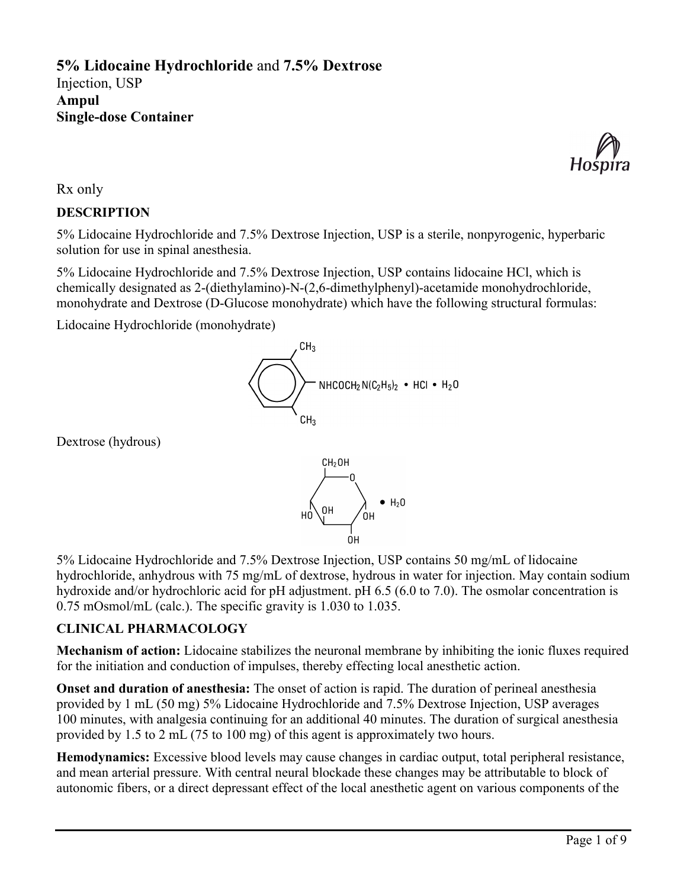# **5% Lidocaine Hydrochloride** and **7.5% Dextrose**

Injection, USP

**Ampul**

**Single-dose Container**

Rx only

## DESCRIPTION

5% Lidocaine Hydrochloride and 7.5% Dextrose Injection, USP is a sterile, nonpyrogenic, hyperbaric solution for use in spinal anesthesia.

5% Lidocaine Hydrochloride and 7.5% Dextrose Injection, USP contains lidocaine HCl, which is chemically designated as 2-(diethylamino)-N-(2,6-dimethylphenyl)-acetamide monohydrochloride, monohydrate and Dextrose (D-Glucose monohydrate) which have the following structural formulas:

Lidocaine Hydrochloride (monohydrate)

$CH_3$ / $NHCOCH_2N(C_2H_5)_2 \cdot HCl \cdot H_2O$ / $CH_3$

Dextrose (hydrous)

$CH_2OH$, O, OH, HO, OH, OH $\cdot H_2O$

5% Lidocaine Hydrochloride and 7.5% Dextrose Injection, USP contains 50 mg/mL of lidocaine hydrochloride, anhydrous with 75 mg/mL of dextrose, hydrous in water for injection. May contain sodium hydroxide and/or hydrochloric acid for pH adjustment. pH 6.5 (6.0 to 7.0). The osmolar concentration is 0.75 mOsmol/mL (calc.). The specific gravity is 1.030 to 1.035.

## CLINICAL PHARMACOLOGY

**Mechanism of action:** Lidocaine stabilizes the neuronal membrane by inhibiting the ionic fluxes required for the initiation and conduction of impulses, thereby effecting local anesthetic action.

**Onset and duration of anesthesia:** The onset of action is rapid. The duration of perineal anesthesia provided by 1 mL (50 mg) 5% Lidocaine Hydrochloride and 7.5% Dextrose Injection, USP averages 100 minutes, with analgesia continuing for an additional 40 minutes. The duration of surgical anesthesia provided by 1.5 to 2 mL (75 to 100 mg) of this agent is approximately two hours.

**Hemodynamics:** Excessive blood levels may cause changes in cardiac output, total peripheral resistance, and mean arterial pressure. With central neural blockade these changes may be attributable to block of autonomic fibers, or a direct depressant effect of the local anesthetic agent on various components of the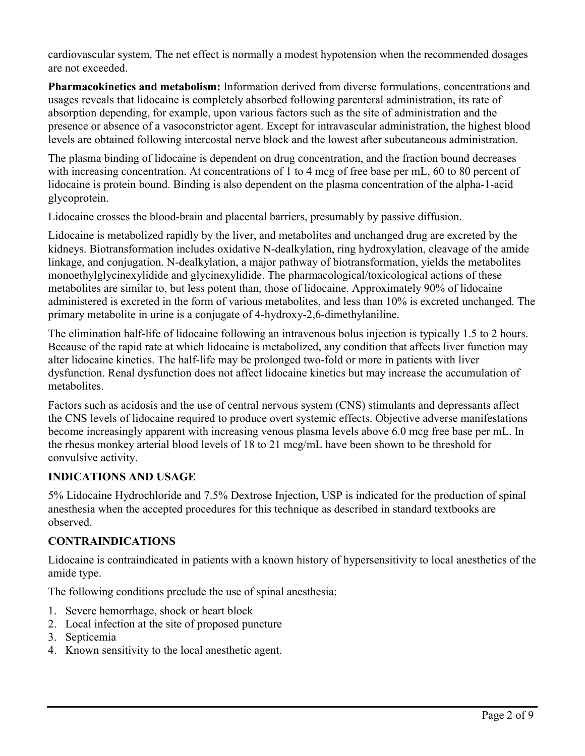cardiovascular system. The net effect is normally a modest hypotension when the recommended dosages are not exceeded.

**Pharmacokinetics and metabolism:** Information derived from diverse formulations, concentrations and usages reveals that lidocaine is completely absorbed following parenteral administration, its rate of absorption depending, for example, upon various factors such as the site of administration and the presence or absence of a vasoconstrictor agent. Except for intravascular administration, the highest blood levels are obtained following intercostal nerve block and the lowest after subcutaneous administration.

The plasma binding of lidocaine is dependent on drug concentration, and the fraction bound decreases with increasing concentration. At concentrations of 1 to 4 mcg of free base per mL, 60 to 80 percent of lidocaine is protein bound. Binding is also dependent on the plasma concentration of the alpha-1-acid glycoprotein.

Lidocaine crosses the blood-brain and placental barriers, presumably by passive diffusion.

Lidocaine is metabolized rapidly by the liver, and metabolites and unchanged drug are excreted by the kidneys. Biotransformation includes oxidative N-dealkylation, ring hydroxylation, cleavage of the amide linkage, and conjugation. N-dealkylation, a major pathway of biotransformation, yields the metabolites monoethylglycinexylidide and glycinexylidide. The pharmacological/toxicological actions of these metabolites are similar to, but less potent than, those of lidocaine. Approximately 90% of lidocaine administered is excreted in the form of various metabolites, and less than 10% is excreted unchanged. The primary metabolite in urine is a conjugate of 4-hydroxy-2,6-dimethylaniline.

The elimination half-life of lidocaine following an intravenous bolus injection is typically 1.5 to 2 hours. Because of the rapid rate at which lidocaine is metabolized, any condition that affects liver function may alter lidocaine kinetics. The half-life may be prolonged two-fold or more in patients with liver dysfunction. Renal dysfunction does not affect lidocaine kinetics but may increase the accumulation of metabolites.

Factors such as acidosis and the use of central nervous system (CNS) stimulants and depressants affect the CNS levels of lidocaine required to produce overt systemic effects. Objective adverse manifestations become increasingly apparent with increasing venous plasma levels above 6.0 mcg free base per mL. In the rhesus monkey arterial blood levels of 18 to 21 mcg/mL have been shown to be threshold for convulsive activity.

## INDICATIONS AND USAGE

5% Lidocaine Hydrochloride and 7.5% Dextrose Injection, USP is indicated for the production of spinal anesthesia when the accepted procedures for this technique as described in standard textbooks are observed.

## CONTRAINDICATIONS

Lidocaine is contraindicated in patients with a known history of hypersensitivity to local anesthetics of the amide type.

The following conditions preclude the use of spinal anesthesia:

1. Severe hemorrhage, shock or heart block
2. Local infection at the site of proposed puncture
3. Septicemia
4. Known sensitivity to the local anesthetic agent.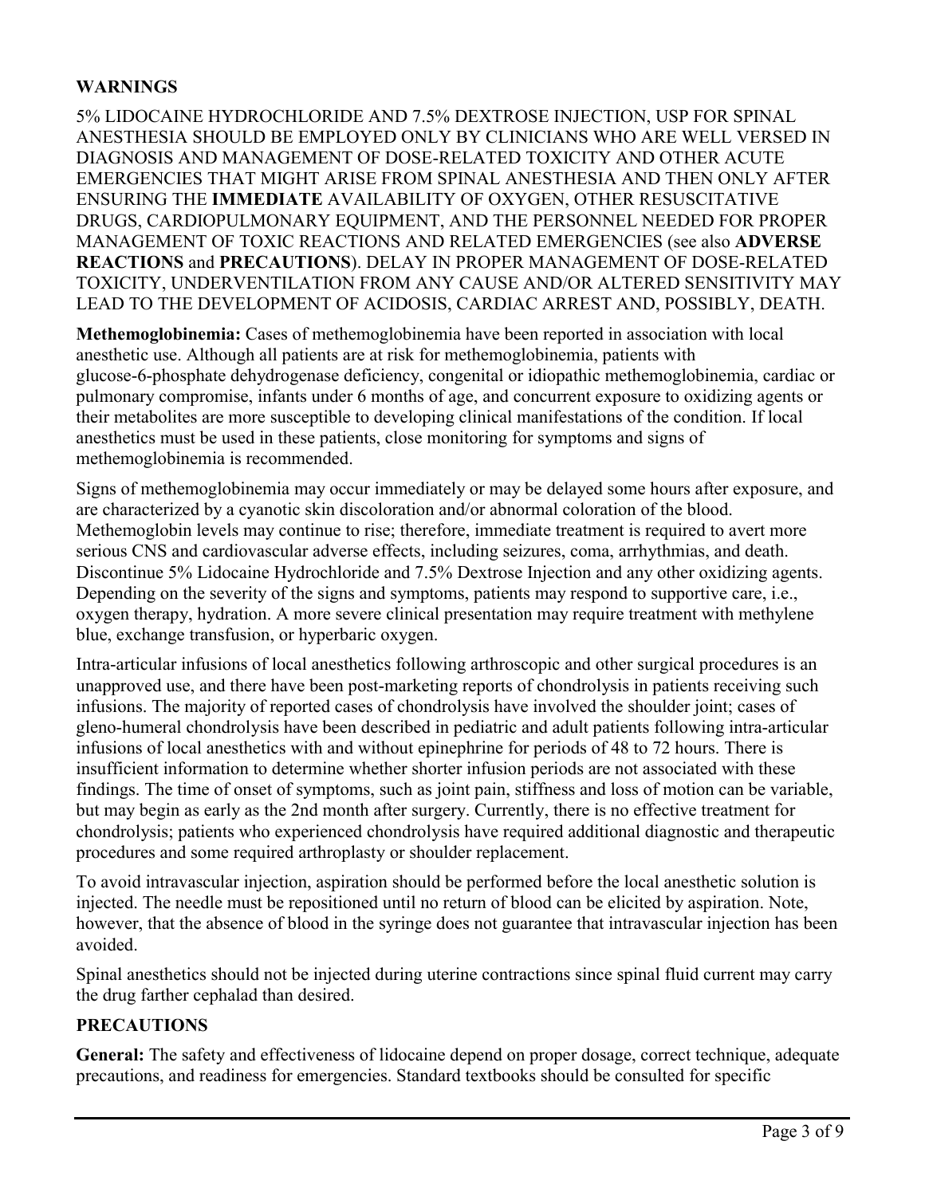## WARNINGS

5% LIDOCAINE HYDROCHLORIDE AND 7.5% DEXTROSE INJECTION, USP FOR SPINAL ANESTHESIA SHOULD BE EMPLOYED ONLY BY CLINICIANS WHO ARE WELL VERSED IN DIAGNOSIS AND MANAGEMENT OF DOSE-RELATED TOXICITY AND OTHER ACUTE EMERGENCIES THAT MIGHT ARISE FROM SPINAL ANESTHESIA AND THEN ONLY AFTER ENSURING THE **IMMEDIATE** AVAILABILITY OF OXYGEN, OTHER RESUSCITATIVE DRUGS, CARDIOPULMONARY EQUIPMENT, AND THE PERSONNEL NEEDED FOR PROPER MANAGEMENT OF TOXIC REACTIONS AND RELATED EMERGENCIES (see also **ADVERSE REACTIONS** and **PRECAUTIONS**). DELAY IN PROPER MANAGEMENT OF DOSE-RELATED TOXICITY, UNDERVENTILATION FROM ANY CAUSE AND/OR ALTERED SENSITIVITY MAY LEAD TO THE DEVELOPMENT OF ACIDOSIS, CARDIAC ARREST AND, POSSIBLY, DEATH.

**Methemoglobinemia:** Cases of methemoglobinemia have been reported in association with local anesthetic use. Although all patients are at risk for methemoglobinemia, patients with glucose-6-phosphate dehydrogenase deficiency, congenital or idiopathic methemoglobinemia, cardiac or pulmonary compromise, infants under 6 months of age, and concurrent exposure to oxidizing agents or their metabolites are more susceptible to developing clinical manifestations of the condition. If local anesthetics must be used in these patients, close monitoring for symptoms and signs of methemoglobinemia is recommended.

Signs of methemoglobinemia may occur immediately or may be delayed some hours after exposure, and are characterized by a cyanotic skin discoloration and/or abnormal coloration of the blood. Methemoglobin levels may continue to rise; therefore, immediate treatment is required to avert more serious CNS and cardiovascular adverse effects, including seizures, coma, arrhythmias, and death. Discontinue 5% Lidocaine Hydrochloride and 7.5% Dextrose Injection and any other oxidizing agents. Depending on the severity of the signs and symptoms, patients may respond to supportive care, i.e., oxygen therapy, hydration. A more severe clinical presentation may require treatment with methylene blue, exchange transfusion, or hyperbaric oxygen.

Intra-articular infusions of local anesthetics following arthroscopic and other surgical procedures is an unapproved use, and there have been post-marketing reports of chondrolysis in patients receiving such infusions. The majority of reported cases of chondrolysis have involved the shoulder joint; cases of gleno-humeral chondrolysis have been described in pediatric and adult patients following intra-articular infusions of local anesthetics with and without epinephrine for periods of 48 to 72 hours. There is insufficient information to determine whether shorter infusion periods are not associated with these findings. The time of onset of symptoms, such as joint pain, stiffness and loss of motion can be variable, but may begin as early as the 2nd month after surgery. Currently, there is no effective treatment for chondrolysis; patients who experienced chondrolysis have required additional diagnostic and therapeutic procedures and some required arthroplasty or shoulder replacement.

To avoid intravascular injection, aspiration should be performed before the local anesthetic solution is injected. The needle must be repositioned until no return of blood can be elicited by aspiration. Note, however, that the absence of blood in the syringe does not guarantee that intravascular injection has been avoided.

Spinal anesthetics should not be injected during uterine contractions since spinal fluid current may carry the drug farther cephalad than desired.

## PRECAUTIONS

**General:** The safety and effectiveness of lidocaine depend on proper dosage, correct technique, adequate precautions, and readiness for emergencies. Standard textbooks should be consulted for specific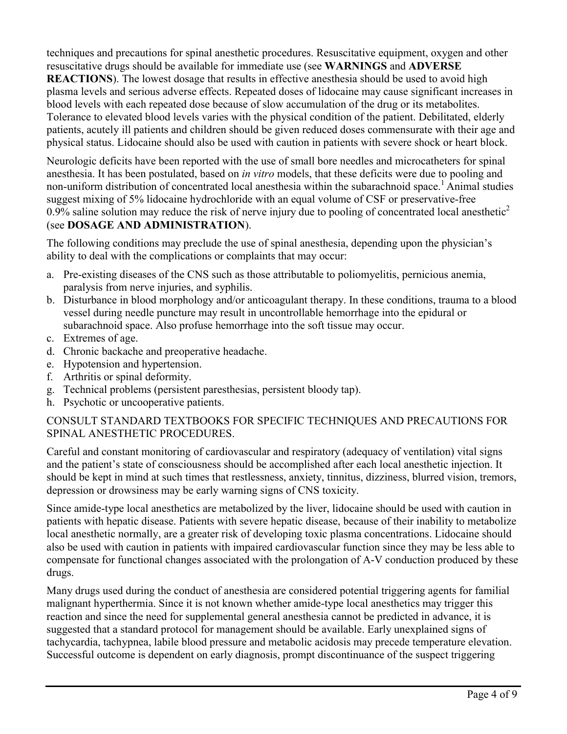techniques and precautions for spinal anesthetic procedures. Resuscitative equipment, oxygen and other resuscitative drugs should be available for immediate use (see **WARNINGS** and **ADVERSE REACTIONS**). The lowest dosage that results in effective anesthesia should be used to avoid high plasma levels and serious adverse effects. Repeated doses of lidocaine may cause significant increases in blood levels with each repeated dose because of slow accumulation of the drug or its metabolites. Tolerance to elevated blood levels varies with the physical condition of the patient. Debilitated, elderly patients, acutely ill patients and children should be given reduced doses commensurate with their age and physical status. Lidocaine should also be used with caution in patients with severe shock or heart block.

Neurologic deficits have been reported with the use of small bore needles and microcatheters for spinal anesthesia. It has been postulated, based on *in vitro* models, that these deficits were due to pooling and non-uniform distribution of concentrated local anesthesia within the subarachnoid space.[1] Animal studies suggest mixing of 5% lidocaine hydrochloride with an equal volume of CSF or preservative-free 0.9% saline solution may reduce the risk of nerve injury due to pooling of concentrated local anesthetic[2] (see **DOSAGE AND ADMINISTRATION**).

The following conditions may preclude the use of spinal anesthesia, depending upon the physician's ability to deal with the complications or complaints that may occur:

a. Pre-existing diseases of the CNS such as those attributable to poliomyelitis, pernicious anemia, paralysis from nerve injuries, and syphilis.
b. Disturbance in blood morphology and/or anticoagulant therapy. In these conditions, trauma to a blood vessel during needle puncture may result in uncontrollable hemorrhage into the epidural or subarachnoid space. Also profuse hemorrhage into the soft tissue may occur.
c. Extremes of age.
d. Chronic backache and preoperative headache.
e. Hypotension and hypertension.
f. Arthritis or spinal deformity.
g. Technical problems (persistent paresthesias, persistent bloody tap).
h. Psychotic or uncooperative patients.

CONSULT STANDARD TEXTBOOKS FOR SPECIFIC TECHNIQUES AND PRECAUTIONS FOR SPINAL ANESTHETIC PROCEDURES.

Careful and constant monitoring of cardiovascular and respiratory (adequacy of ventilation) vital signs and the patient's state of consciousness should be accomplished after each local anesthetic injection. It should be kept in mind at such times that restlessness, anxiety, tinnitus, dizziness, blurred vision, tremors, depression or drowsiness may be early warning signs of CNS toxicity.

Since amide-type local anesthetics are metabolized by the liver, lidocaine should be used with caution in patients with hepatic disease. Patients with severe hepatic disease, because of their inability to metabolize local anesthetic normally, are a greater risk of developing toxic plasma concentrations. Lidocaine should also be used with caution in patients with impaired cardiovascular function since they may be less able to compensate for functional changes associated with the prolongation of A-V conduction produced by these drugs.

Many drugs used during the conduct of anesthesia are considered potential triggering agents for familial malignant hyperthermia. Since it is not known whether amide-type local anesthetics may trigger this reaction and since the need for supplemental general anesthesia cannot be predicted in advance, it is suggested that a standard protocol for management should be available. Early unexplained signs of tachycardia, tachypnea, labile blood pressure and metabolic acidosis may precede temperature elevation. Successful outcome is dependent on early diagnosis, prompt discontinuance of the suspect triggering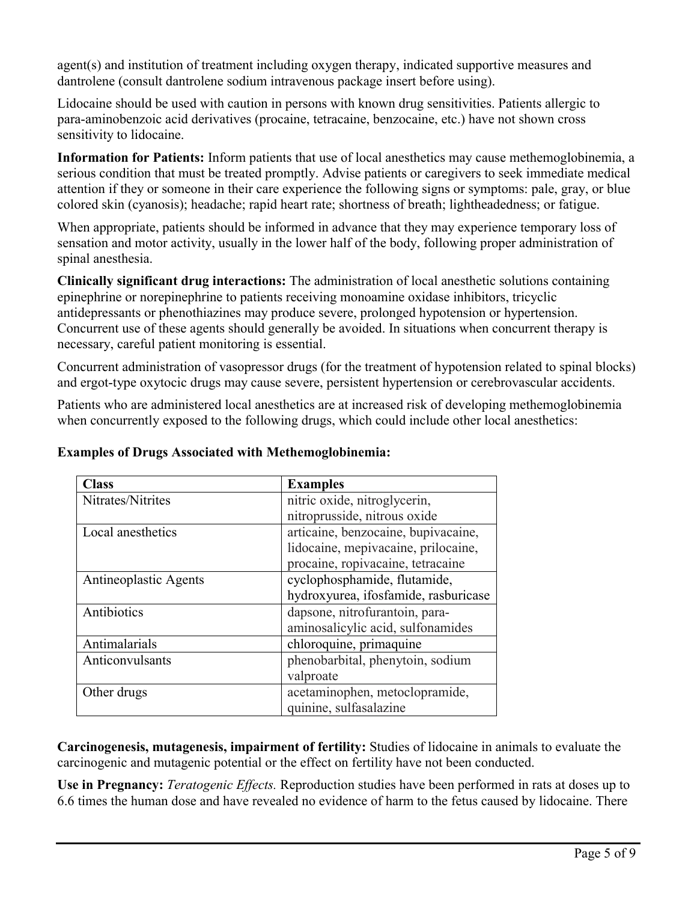agent(s) and institution of treatment including oxygen therapy, indicated supportive measures and dantrolene (consult dantrolene sodium intravenous package insert before using).

Lidocaine should be used with caution in persons with known drug sensitivities. Patients allergic to para-aminobenzoic acid derivatives (procaine, tetracaine, benzocaine, etc.) have not shown cross sensitivity to lidocaine.

**Information for Patients:** Inform patients that use of local anesthetics may cause methemoglobinemia, a serious condition that must be treated promptly. Advise patients or caregivers to seek immediate medical attention if they or someone in their care experience the following signs or symptoms: pale, gray, or blue colored skin (cyanosis); headache; rapid heart rate; shortness of breath; lightheadedness; or fatigue.

When appropriate, patients should be informed in advance that they may experience temporary loss of sensation and motor activity, usually in the lower half of the body, following proper administration of spinal anesthesia.

**Clinically significant drug interactions:** The administration of local anesthetic solutions containing epinephrine or norepinephrine to patients receiving monoamine oxidase inhibitors, tricyclic antidepressants or phenothiazines may produce severe, prolonged hypotension or hypertension. Concurrent use of these agents should generally be avoided. In situations when concurrent therapy is necessary, careful patient monitoring is essential.

Concurrent administration of vasopressor drugs (for the treatment of hypotension related to spinal blocks) and ergot-type oxytocic drugs may cause severe, persistent hypertension or cerebrovascular accidents.

Patients who are administered local anesthetics are at increased risk of developing methemoglobinemia when concurrently exposed to the following drugs, which could include other local anesthetics:

**Examples of Drugs Associated with Methemoglobinemia:**

| Class | Examples |
|---|---|
| Nitrates/Nitrites | nitric oxide, nitroglycerin, nitroprusside, nitrous oxide |
| Local anesthetics | articaine, benzocaine, bupivacaine, lidocaine, mepivacaine, prilocaine, procaine, ropivacaine, tetracaine |
| Antineoplastic Agents | cyclophosphamide, flutamide, hydroxyurea, ifosfamide, rasburicase |
| Antibiotics | dapsone, nitrofurantoin, para-aminosalicylic acid, sulfonamides |
| Antimalarials | chloroquine, primaquine |
| Anticonvulsants | phenobarbital, phenytoin, sodium valproate |
| Other drugs | acetaminophen, metoclopramide, quinine, sulfasalazine |

**Carcinogenesis, mutagenesis, impairment of fertility:** Studies of lidocaine in animals to evaluate the carcinogenic and mutagenic potential or the effect on fertility have not been conducted.

**Use in Pregnancy:** *Teratogenic Effects.* Reproduction studies have been performed in rats at doses up to 6.6 times the human dose and have revealed no evidence of harm to the fetus caused by lidocaine. There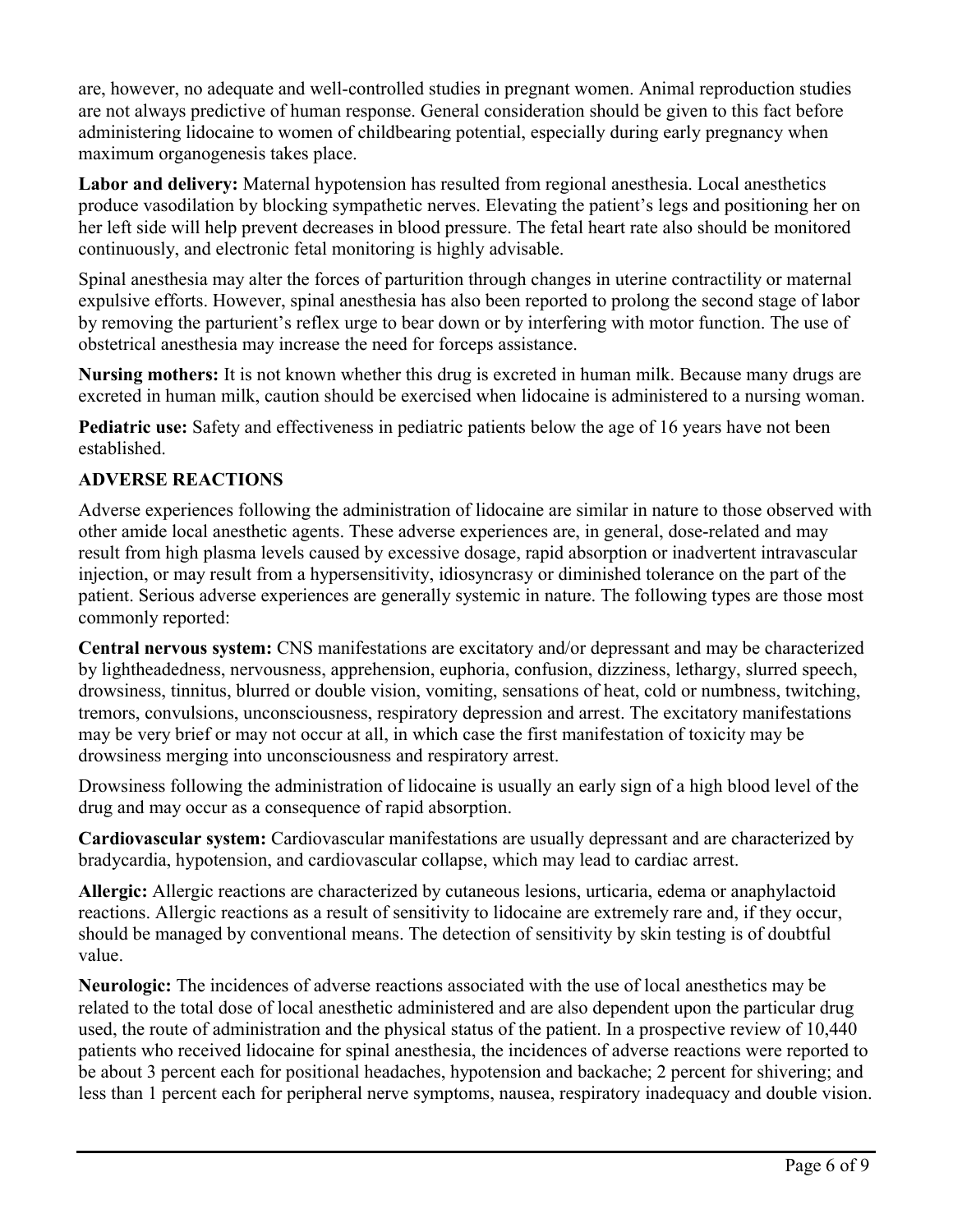are, however, no adequate and well-controlled studies in pregnant women. Animal reproduction studies are not always predictive of human response. General consideration should be given to this fact before administering lidocaine to women of childbearing potential, especially during early pregnancy when maximum organogenesis takes place.

**Labor and delivery:** Maternal hypotension has resulted from regional anesthesia. Local anesthetics produce vasodilation by blocking sympathetic nerves. Elevating the patient's legs and positioning her on her left side will help prevent decreases in blood pressure. The fetal heart rate also should be monitored continuously, and electronic fetal monitoring is highly advisable.

Spinal anesthesia may alter the forces of parturition through changes in uterine contractility or maternal expulsive efforts. However, spinal anesthesia has also been reported to prolong the second stage of labor by removing the parturient's reflex urge to bear down or by interfering with motor function. The use of obstetrical anesthesia may increase the need for forceps assistance.

**Nursing mothers:** It is not known whether this drug is excreted in human milk. Because many drugs are excreted in human milk, caution should be exercised when lidocaine is administered to a nursing woman.

**Pediatric use:** Safety and effectiveness in pediatric patients below the age of 16 years have not been established.

## ADVERSE REACTIONS

Adverse experiences following the administration of lidocaine are similar in nature to those observed with other amide local anesthetic agents. These adverse experiences are, in general, dose-related and may result from high plasma levels caused by excessive dosage, rapid absorption or inadvertent intravascular injection, or may result from a hypersensitivity, idiosyncrasy or diminished tolerance on the part of the patient. Serious adverse experiences are generally systemic in nature. The following types are those most commonly reported:

**Central nervous system:** CNS manifestations are excitatory and/or depressant and may be characterized by lightheadedness, nervousness, apprehension, euphoria, confusion, dizziness, lethargy, slurred speech, drowsiness, tinnitus, blurred or double vision, vomiting, sensations of heat, cold or numbness, twitching, tremors, convulsions, unconsciousness, respiratory depression and arrest. The excitatory manifestations may be very brief or may not occur at all, in which case the first manifestation of toxicity may be drowsiness merging into unconsciousness and respiratory arrest.

Drowsiness following the administration of lidocaine is usually an early sign of a high blood level of the drug and may occur as a consequence of rapid absorption.

**Cardiovascular system:** Cardiovascular manifestations are usually depressant and are characterized by bradycardia, hypotension, and cardiovascular collapse, which may lead to cardiac arrest.

**Allergic:** Allergic reactions are characterized by cutaneous lesions, urticaria, edema or anaphylactoid reactions. Allergic reactions as a result of sensitivity to lidocaine are extremely rare and, if they occur, should be managed by conventional means. The detection of sensitivity by skin testing is of doubtful value.

**Neurologic:** The incidences of adverse reactions associated with the use of local anesthetics may be related to the total dose of local anesthetic administered and are also dependent upon the particular drug used, the route of administration and the physical status of the patient. In a prospective review of 10,440 patients who received lidocaine for spinal anesthesia, the incidences of adverse reactions were reported to be about 3 percent each for positional headaches, hypotension and backache; 2 percent for shivering; and less than 1 percent each for peripheral nerve symptoms, nausea, respiratory inadequacy and double vision.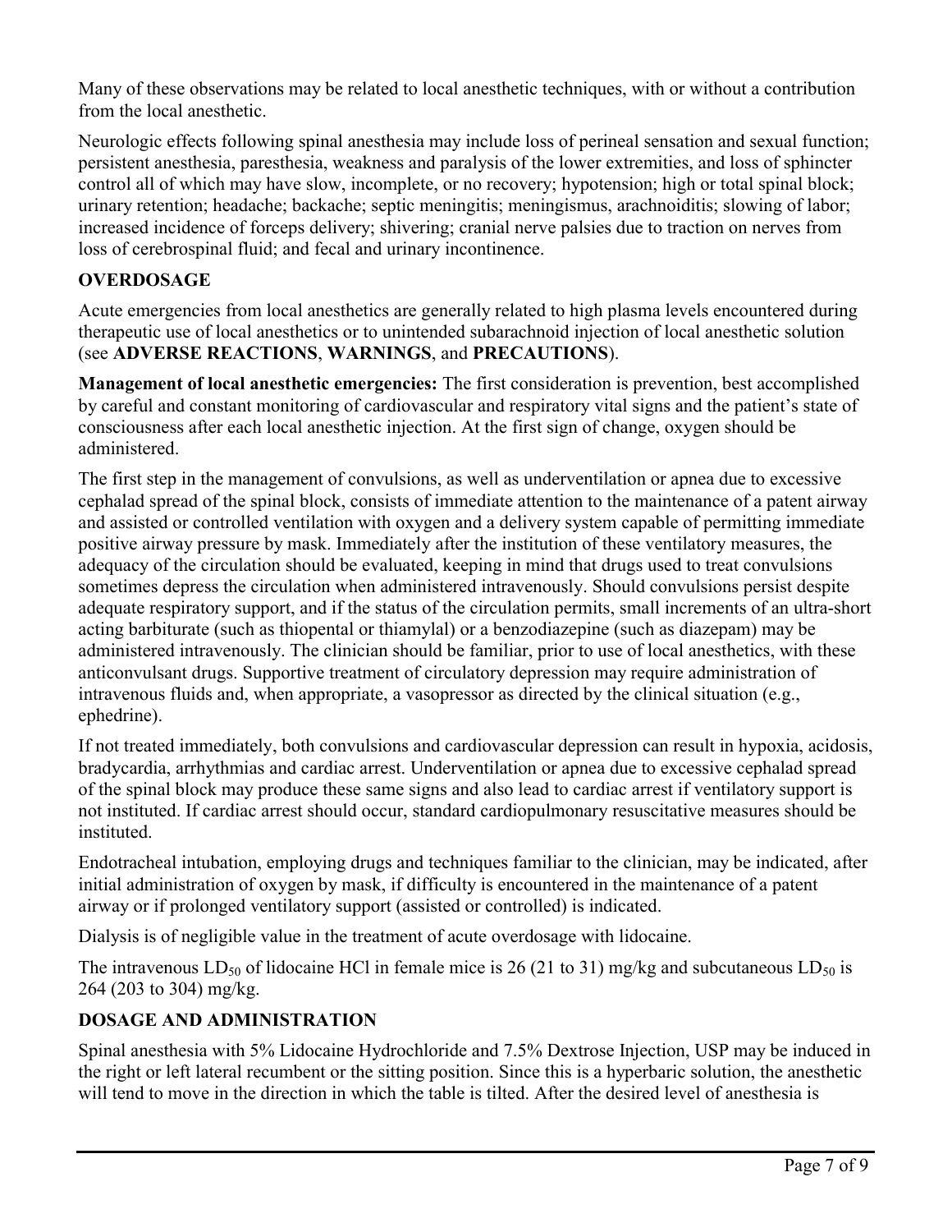Many of these observations may be related to local anesthetic techniques, with or without a contribution from the local anesthetic.

Neurologic effects following spinal anesthesia may include loss of perineal sensation and sexual function; persistent anesthesia, paresthesia, weakness and paralysis of the lower extremities, and loss of sphincter control all of which may have slow, incomplete, or no recovery; hypotension; high or total spinal block; urinary retention; headache; backache; septic meningitis; meningismus, arachnoiditis; slowing of labor; increased incidence of forceps delivery; shivering; cranial nerve palsies due to traction on nerves from loss of cerebrospinal fluid; and fecal and urinary incontinence.

## OVERDOSAGE

Acute emergencies from local anesthetics are generally related to high plasma levels encountered during therapeutic use of local anesthetics or to unintended subarachnoid injection of local anesthetic solution (see **ADVERSE REACTIONS**, **WARNINGS**, and **PRECAUTIONS**).

**Management of local anesthetic emergencies:** The first consideration is prevention, best accomplished by careful and constant monitoring of cardiovascular and respiratory vital signs and the patient's state of consciousness after each local anesthetic injection. At the first sign of change, oxygen should be administered.

The first step in the management of convulsions, as well as underventilation or apnea due to excessive cephalad spread of the spinal block, consists of immediate attention to the maintenance of a patent airway and assisted or controlled ventilation with oxygen and a delivery system capable of permitting immediate positive airway pressure by mask. Immediately after the institution of these ventilatory measures, the adequacy of the circulation should be evaluated, keeping in mind that drugs used to treat convulsions sometimes depress the circulation when administered intravenously. Should convulsions persist despite adequate respiratory support, and if the status of the circulation permits, small increments of an ultra-short acting barbiturate (such as thiopental or thiamylal) or a benzodiazepine (such as diazepam) may be administered intravenously. The clinician should be familiar, prior to use of local anesthetics, with these anticonvulsant drugs. Supportive treatment of circulatory depression may require administration of intravenous fluids and, when appropriate, a vasopressor as directed by the clinical situation (e.g., ephedrine).

If not treated immediately, both convulsions and cardiovascular depression can result in hypoxia, acidosis, bradycardia, arrhythmias and cardiac arrest. Underventilation or apnea due to excessive cephalad spread of the spinal block may produce these same signs and also lead to cardiac arrest if ventilatory support is not instituted. If cardiac arrest should occur, standard cardiopulmonary resuscitative measures should be instituted.

Endotracheal intubation, employing drugs and techniques familiar to the clinician, may be indicated, after initial administration of oxygen by mask, if difficulty is encountered in the maintenance of a patent airway or if prolonged ventilatory support (assisted or controlled) is indicated.

Dialysis is of negligible value in the treatment of acute overdosage with lidocaine.

The intravenous $LD_{50}$ of lidocaine HCl in female mice is 26 (21 to 31) mg/kg and subcutaneous $LD_{50}$ is 264 (203 to 304) mg/kg.

## DOSAGE AND ADMINISTRATION

Spinal anesthesia with 5% Lidocaine Hydrochloride and 7.5% Dextrose Injection, USP may be induced in the right or left lateral recumbent or the sitting position. Since this is a hyperbaric solution, the anesthetic will tend to move in the direction in which the table is tilted. After the desired level of anesthesia is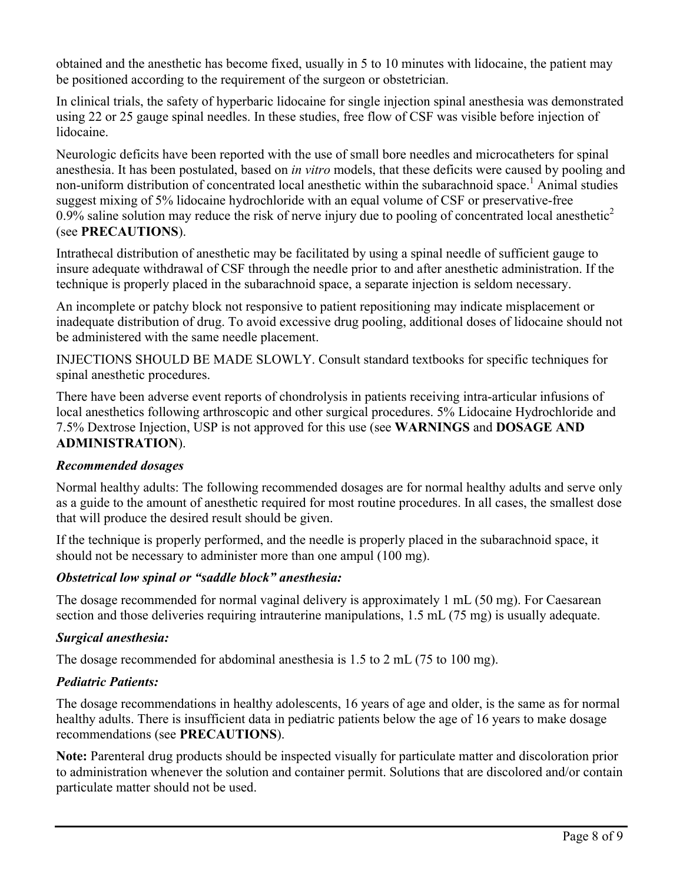obtained and the anesthetic has become fixed, usually in 5 to 10 minutes with lidocaine, the patient may be positioned according to the requirement of the surgeon or obstetrician.

In clinical trials, the safety of hyperbaric lidocaine for single injection spinal anesthesia was demonstrated using 22 or 25 gauge spinal needles. In these studies, free flow of CSF was visible before injection of lidocaine.

Neurologic deficits have been reported with the use of small bore needles and microcatheters for spinal anesthesia. It has been postulated, based on *in vitro* models, that these deficits were caused by pooling and non-uniform distribution of concentrated local anesthetic within the subarachnoid space.[1] Animal studies suggest mixing of 5% lidocaine hydrochloride with an equal volume of CSF or preservative-free 0.9% saline solution may reduce the risk of nerve injury due to pooling of concentrated local anesthetic[2] (see **PRECAUTIONS**).

Intrathecal distribution of anesthetic may be facilitated by using a spinal needle of sufficient gauge to insure adequate withdrawal of CSF through the needle prior to and after anesthetic administration. If the technique is properly placed in the subarachnoid space, a separate injection is seldom necessary.

An incomplete or patchy block not responsive to patient repositioning may indicate misplacement or inadequate distribution of drug. To avoid excessive drug pooling, additional doses of lidocaine should not be administered with the same needle placement.

INJECTIONS SHOULD BE MADE SLOWLY. Consult standard textbooks for specific techniques for spinal anesthetic procedures.

There have been adverse event reports of chondrolysis in patients receiving intra-articular infusions of local anesthetics following arthroscopic and other surgical procedures. 5% Lidocaine Hydrochloride and 7.5% Dextrose Injection, USP is not approved for this use (see **WARNINGS** and **DOSAGE AND ADMINISTRATION**).

***Recommended dosages***

Normal healthy adults: The following recommended dosages are for normal healthy adults and serve only as a guide to the amount of anesthetic required for most routine procedures. In all cases, the smallest dose that will produce the desired result should be given.

If the technique is properly performed, and the needle is properly placed in the subarachnoid space, it should not be necessary to administer more than one ampul (100 mg).

***Obstetrical low spinal or "saddle block" anesthesia:***

The dosage recommended for normal vaginal delivery is approximately 1 mL (50 mg). For Caesarean section and those deliveries requiring intrauterine manipulations, 1.5 mL (75 mg) is usually adequate.

***Surgical anesthesia:***

The dosage recommended for abdominal anesthesia is 1.5 to 2 mL (75 to 100 mg).

***Pediatric Patients:***

The dosage recommendations in healthy adolescents, 16 years of age and older, is the same as for normal healthy adults. There is insufficient data in pediatric patients below the age of 16 years to make dosage recommendations (see **PRECAUTIONS**).

**Note:** Parenteral drug products should be inspected visually for particulate matter and discoloration prior to administration whenever the solution and container permit. Solutions that are discolored and/or contain particulate matter should not be used.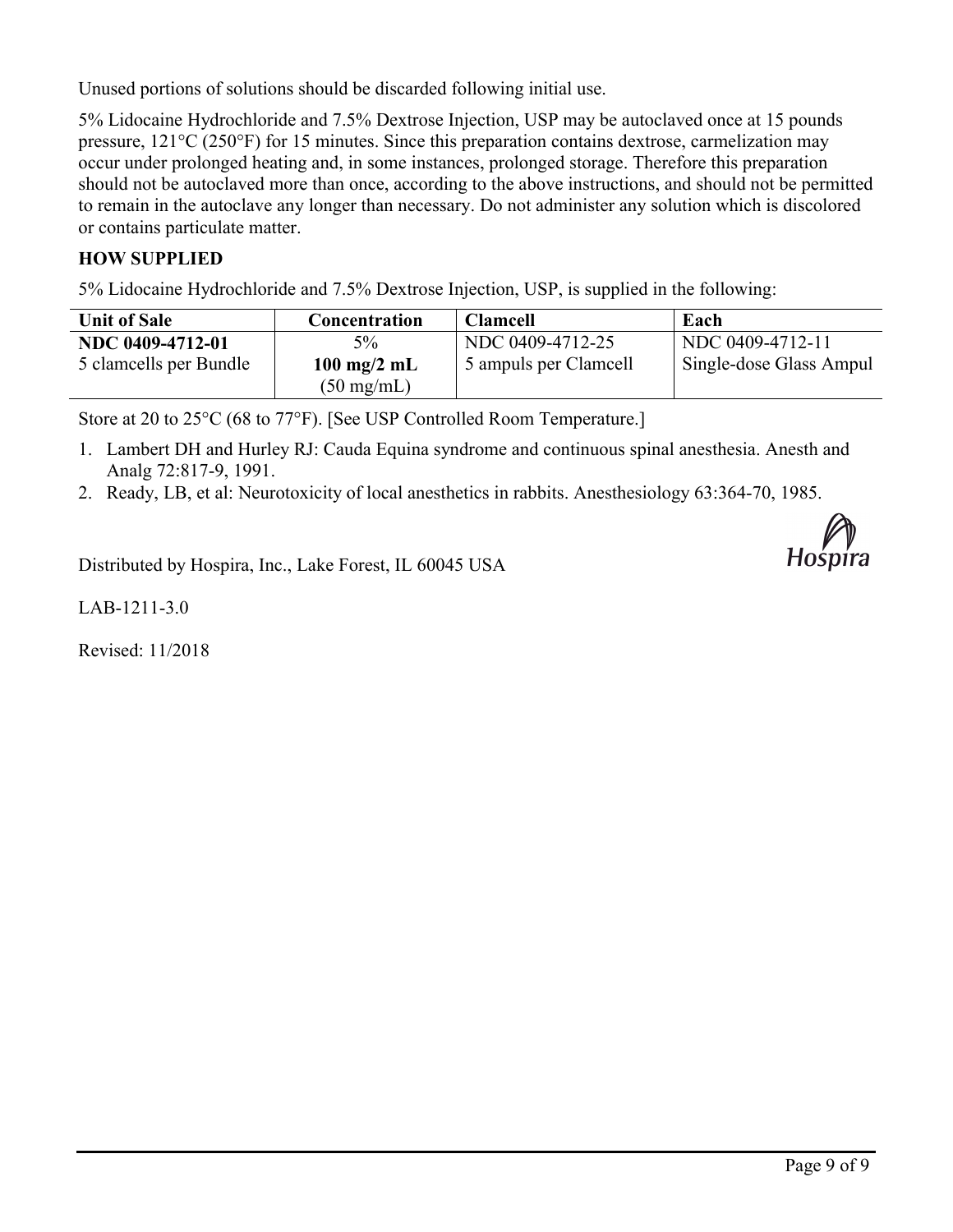Unused portions of solutions should be discarded following initial use.

5% Lidocaine Hydrochloride and 7.5% Dextrose Injection, USP may be autoclaved once at 15 pounds pressure, 121°C (250°F) for 15 minutes. Since this preparation contains dextrose, carmelization may occur under prolonged heating and, in some instances, prolonged storage. Therefore this preparation should not be autoclaved more than once, according to the above instructions, and should not be permitted to remain in the autoclave any longer than necessary. Do not administer any solution which is discolored or contains particulate matter.

**HOW SUPPLIED**

5% Lidocaine Hydrochloride and 7.5% Dextrose Injection, USP, is supplied in the following:

| Unit of Sale | Concentration | Clamcell | Each |
|---|---|---|---|
| **NDC 0409-4712-01**<br>5 clamcells per Bundle | 5%<br>**100 mg/2 mL**<br>(50 mg/mL) | NDC 0409-4712-25<br>5 ampuls per Clamcell | NDC 0409-4712-11<br>Single-dose Glass Ampul |

Store at 20 to 25°C (68 to 77°F). [See USP Controlled Room Temperature.]

1. Lambert DH and Hurley RJ: Cauda Equina syndrome and continuous spinal anesthesia. Anesth and Analg 72:817-9, 1991.
2. Ready, LB, et al: Neurotoxicity of local anesthetics in rabbits. Anesthesiology 63:364-70, 1985.

Distributed by Hospira, Inc., Lake Forest, IL 60045 USA

Hospira

LAB-1211-3.0

Revised: 11/2018